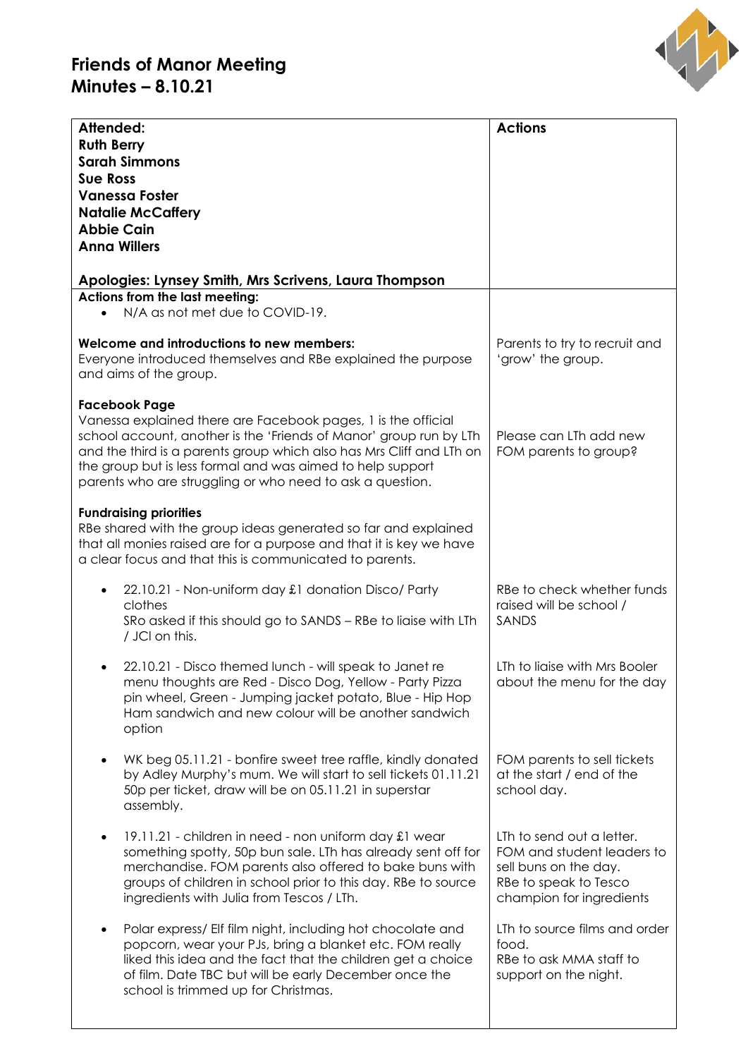# Friends of Manor Meeting
# Minutes – 8.10.21

| **Attended:**<br>**Ruth Berry**<br>**Sarah Simmons**<br>**Sue Ross**<br>**Vanessa Foster**<br>**Natalie McCaffery**<br>**Abbie Cain**<br>**Anna Willers**<br><br>**Apologies: Lynsey Smith, Mrs Scrivens, Laura Thompson** | **Actions** |
|---|---|
| **Actions from the last meeting:**<br>• N/A as not met due to COVID-19. | |
| **Welcome and introductions to new members:**<br>Everyone introduced themselves and RBe explained the purpose and aims of the group. | Parents to try to recruit and 'grow' the group. |
| **Facebook Page**<br>Vanessa explained there are Facebook pages, 1 is the official school account, another is the 'Friends of Manor' group run by LTh and the third is a parents group which also has Mrs Cliff and LTh on the group but is less formal and was aimed to help support parents who are struggling or who need to ask a question. | Please can LTh add new FOM parents to group? |
| **Fundraising priorities**<br>RBe shared with the group ideas generated so far and explained that all monies raised are for a purpose and that it is key we have a clear focus and that this is communicated to parents. | |
| • 22.10.21 - Non-uniform day £1 donation Disco/ Party clothes<br>SRo asked if this should go to SANDS – RBe to liaise with LTh / JCl on this. | RBe to check whether funds raised will be school / SANDS |
| • 22.10.21 - Disco themed lunch - will speak to Janet re menu thoughts are Red - Disco Dog, Yellow - Party Pizza pin wheel, Green - Jumping jacket potato, Blue - Hip Hop Ham sandwich and new colour will be another sandwich option | LTh to liaise with Mrs Booler about the menu for the day |
| • WK beg 05.11.21 - bonfire sweet tree raffle, kindly donated by Adley Murphy's mum. We will start to sell tickets 01.11.21 50p per ticket, draw will be on 05.11.21 in superstar assembly. | FOM parents to sell tickets at the start / end of the school day. |
| • 19.11.21 - children in need - non uniform day £1 wear something spotty, 50p bun sale. LTh has already sent off for merchandise. FOM parents also offered to bake buns with groups of children in school prior to this day. RBe to source ingredients with Julia from Tescos / LTh. | LTh to send out a letter.<br>FOM and student leaders to sell buns on the day.<br>RBe to speak to Tesco champion for ingredients |
| • Polar express/ Elf film night, including hot chocolate and popcorn, wear your PJs, bring a blanket etc. FOM really liked this idea and the fact that the children get a choice of film. Date TBC but will be early December once the school is trimmed up for Christmas. | LTh to source films and order food.<br>RBe to ask MMA staff to support on the night. |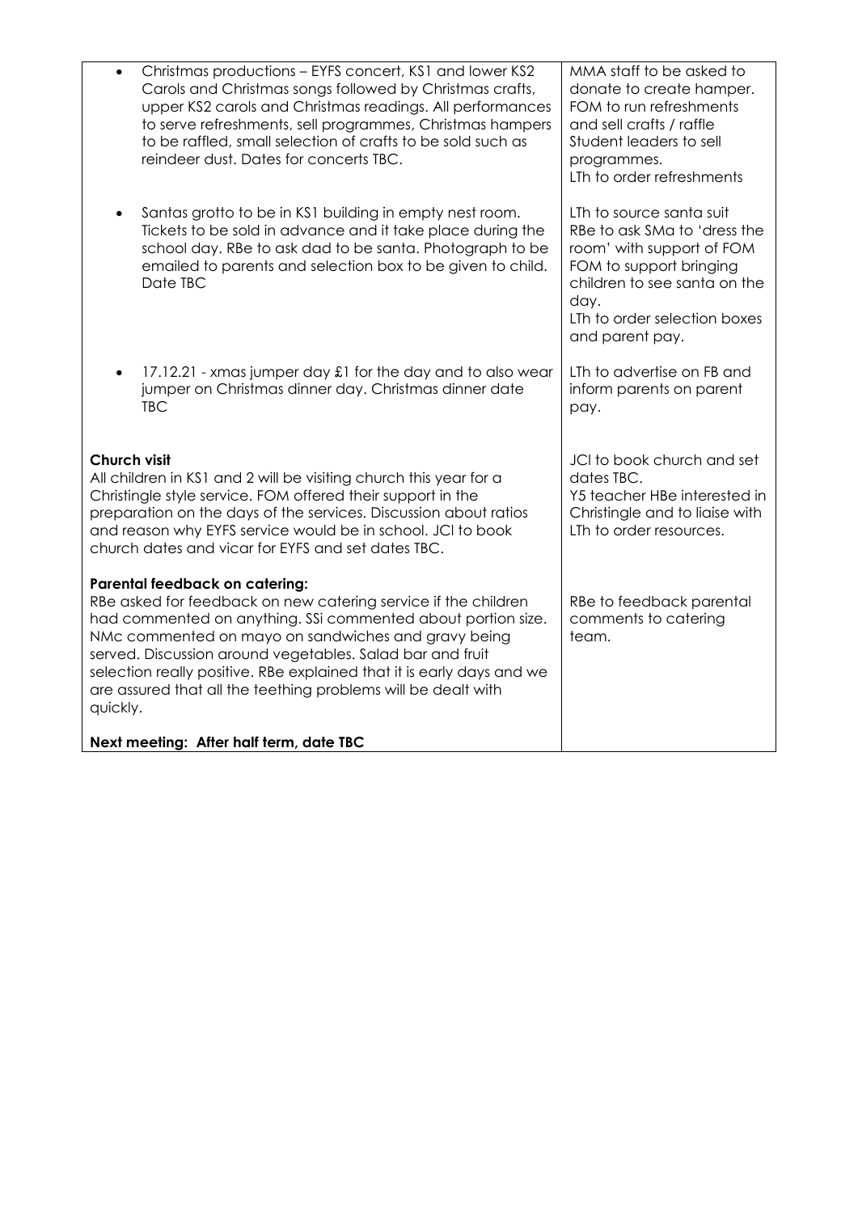| | |
|---|---|
| • Christmas productions – EYFS concert, KS1 and lower KS2 Carols and Christmas songs followed by Christmas crafts, upper KS2 carols and Christmas readings. All performances to serve refreshments, sell programmes, Christmas hampers to be raffled, small selection of crafts to be sold such as reindeer dust. Dates for concerts TBC. | MMA staff to be asked to donate to create hamper.<br>FOM to run refreshments and sell crafts / raffle<br>Student leaders to sell programmes.<br>LTh to order refreshments |
| • Santas grotto to be in KS1 building in empty nest room. Tickets to be sold in advance and it take place during the school day. RBe to ask dad to be santa. Photograph to be emailed to parents and selection box to be given to child. Date TBC | LTh to source santa suit<br>RBe to ask SMa to 'dress the room' with support of FOM<br>FOM to support bringing children to see santa on the day.<br>LTh to order selection boxes and parent pay. |
| • 17.12.21 - xmas jumper day £1 for the day and to also wear jumper on Christmas dinner day. Christmas dinner date TBC | LTh to advertise on FB and inform parents on parent pay. |
| **Church visit**<br>All children in KS1 and 2 will be visiting church this year for a Christingle style service. FOM offered their support in the preparation on the days of the services. Discussion about ratios and reason why EYFS service would be in school. JCl to book church dates and vicar for EYFS and set dates TBC. | JCl to book church and set dates TBC.<br>Y5 teacher HBe interested in Christingle and to liaise with LTh to order resources. |
| **Parental feedback on catering:**<br>RBe asked for feedback on new catering service if the children had commented on anything. SSi commented about portion size. NMc commented on mayo on sandwiches and gravy being served. Discussion around vegetables. Salad bar and fruit selection really positive. RBe explained that it is early days and we are assured that all the teething problems will be dealt with quickly. | RBe to feedback parental comments to catering team. |
| **Next meeting: After half term, date TBC** | |